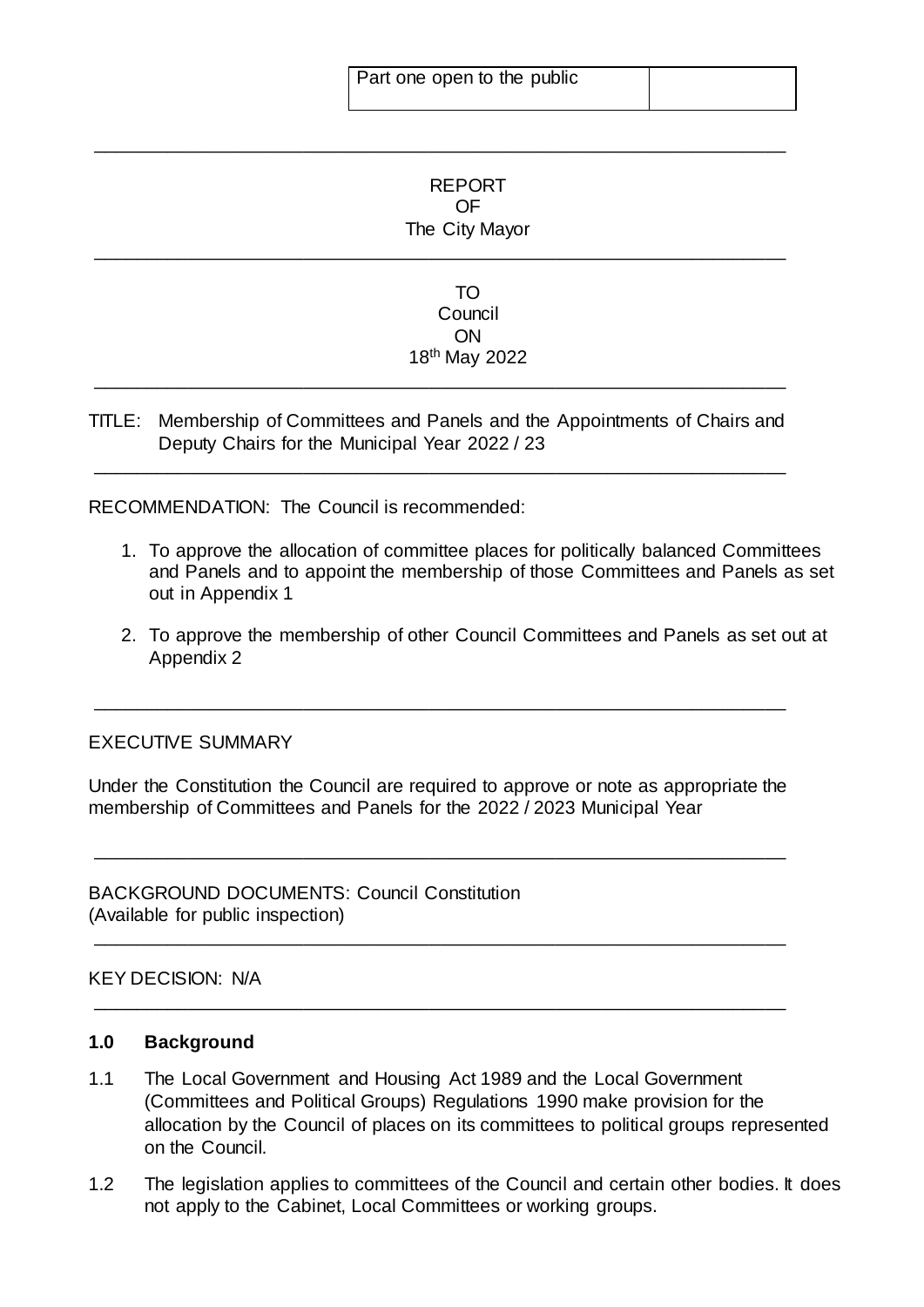| Part one open to the public | |
| --- | --- |

REPORT
OF
The City Mayor

TO
Council
ON
18th May 2022

TITLE: Membership of Committees and Panels and the Appointments of Chairs and Deputy Chairs for the Municipal Year 2022 / 23

RECOMMENDATION: The Council is recommended:

1. To approve the allocation of committee places for politically balanced Committees and Panels and to appoint the membership of those Committees and Panels as set out in Appendix 1
2. To approve the membership of other Council Committees and Panels as set out at Appendix 2

EXECUTIVE SUMMARY

Under the Constitution the Council are required to approve or note as appropriate the membership of Committees and Panels for the 2022 / 2023 Municipal Year

BACKGROUND DOCUMENTS: Council Constitution
(Available for public inspection)

KEY DECISION: N/A

## 1.0 Background

1.1 The Local Government and Housing Act 1989 and the Local Government (Committees and Political Groups) Regulations 1990 make provision for the allocation by the Council of places on its committees to political groups represented on the Council.

1.2 The legislation applies to committees of the Council and certain other bodies. It does not apply to the Cabinet, Local Committees or working groups.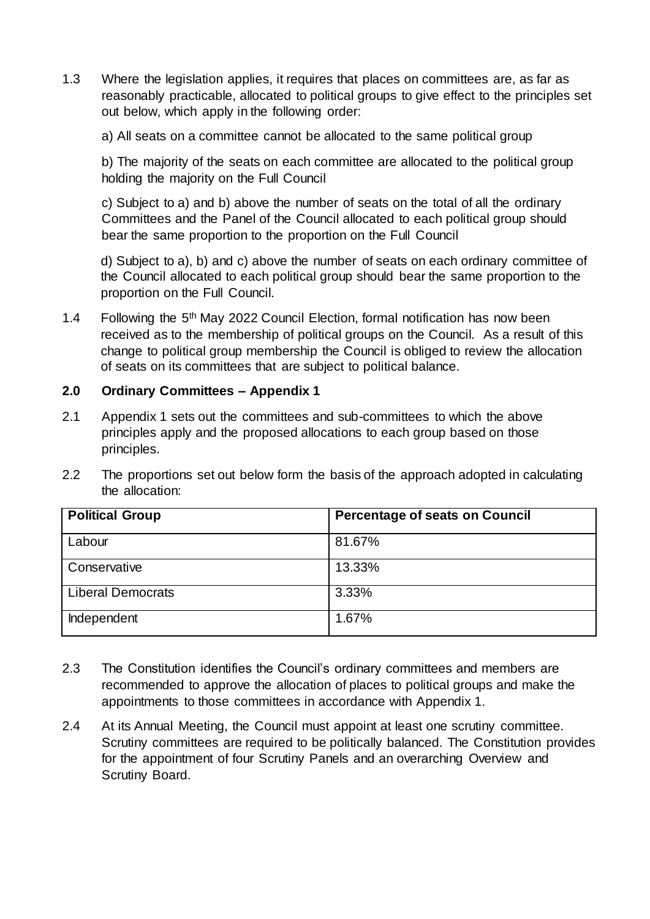1.3 Where the legislation applies, it requires that places on committees are, as far as reasonably practicable, allocated to political groups to give effect to the principles set out below, which apply in the following order:

a) All seats on a committee cannot be allocated to the same political group

b) The majority of the seats on each committee are allocated to the political group holding the majority on the Full Council

c) Subject to a) and b) above the number of seats on the total of all the ordinary Committees and the Panel of the Council allocated to each political group should bear the same proportion to the proportion on the Full Council

d) Subject to a), b) and c) above the number of seats on each ordinary committee of the Council allocated to each political group should bear the same proportion to the proportion on the Full Council.

1.4 Following the 5th May 2022 Council Election, formal notification has now been received as to the membership of political groups on the Council. As a result of this change to political group membership the Council is obliged to review the allocation of seats on its committees that are subject to political balance.

## 2.0 Ordinary Committees – Appendix 1

2.1 Appendix 1 sets out the committees and sub-committees to which the above principles apply and the proposed allocations to each group based on those principles.

2.2 The proportions set out below form the basis of the approach adopted in calculating the allocation:

| Political Group | Percentage of seats on Council |
|---|---|
| Labour | 81.67% |
| Conservative | 13.33% |
| Liberal Democrats | 3.33% |
| Independent | 1.67% |

2.3 The Constitution identifies the Council's ordinary committees and members are recommended to approve the allocation of places to political groups and make the appointments to those committees in accordance with Appendix 1.

2.4 At its Annual Meeting, the Council must appoint at least one scrutiny committee. Scrutiny committees are required to be politically balanced. The Constitution provides for the appointment of four Scrutiny Panels and an overarching Overview and Scrutiny Board.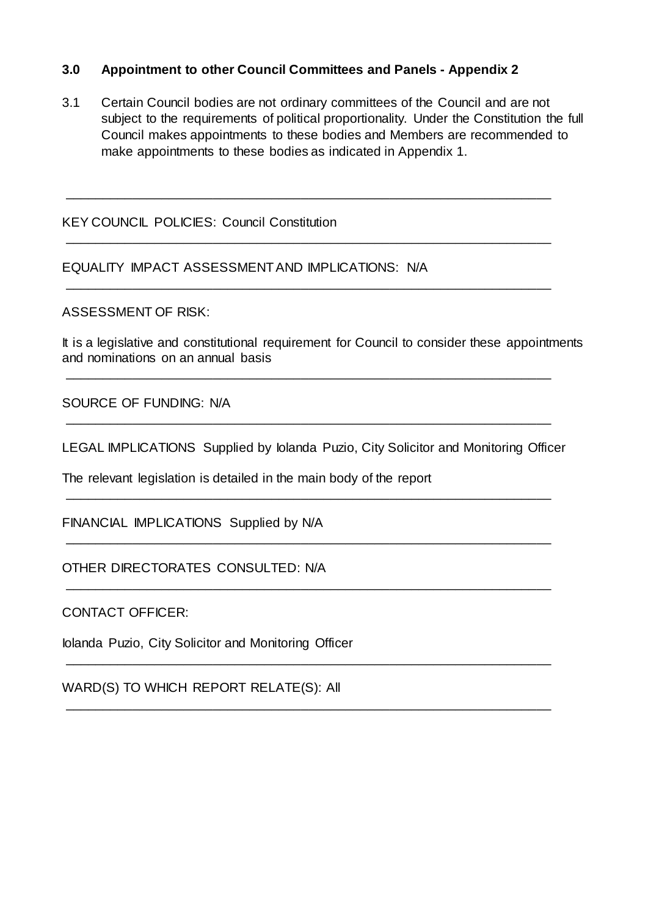### 3.0 Appointment to other Council Committees and Panels - Appendix 2

3.1 Certain Council bodies are not ordinary committees of the Council and are not subject to the requirements of political proportionality. Under the Constitution the full Council makes appointments to these bodies and Members are recommended to make appointments to these bodies as indicated in Appendix 1.

---

KEY COUNCIL POLICIES: Council Constitution

---

EQUALITY IMPACT ASSESSMENT AND IMPLICATIONS: N/A

---

ASSESSMENT OF RISK:

It is a legislative and constitutional requirement for Council to consider these appointments and nominations on an annual basis

---

SOURCE OF FUNDING: N/A

---

LEGAL IMPLICATIONS Supplied by Iolanda Puzio, City Solicitor and Monitoring Officer

The relevant legislation is detailed in the main body of the report

---

FINANCIAL IMPLICATIONS Supplied by N/A

---

OTHER DIRECTORATES CONSULTED: N/A

---

CONTACT OFFICER:

Iolanda Puzio, City Solicitor and Monitoring Officer

---

WARD(S) TO WHICH REPORT RELATE(S): All

---